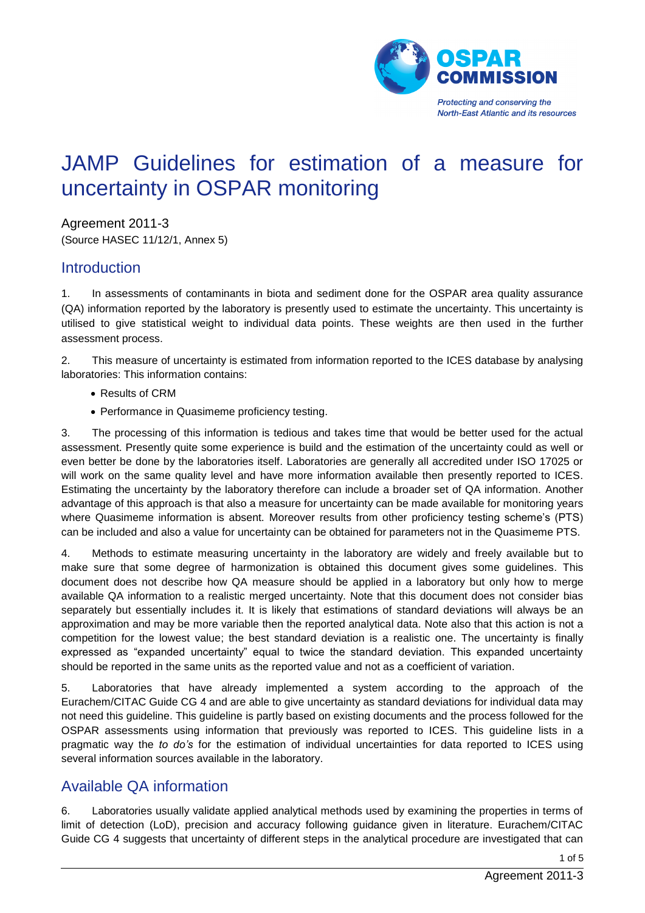# JAMP Guidelines for estimation of a measure for uncertainty in OSPAR monitoring

Agreement 2011-3

(Source HASEC 11/12/1, Annex 5)

## Introduction

1. In assessments of contaminants in biota and sediment done for the OSPAR area quality assurance (QA) information reported by the laboratory is presently used to estimate the uncertainty. This uncertainty is utilised to give statistical weight to individual data points. These weights are then used in the further assessment process.

2. This measure of uncertainty is estimated from information reported to the ICES database by analysing laboratories: This information contains:

- Results of CRM
- Performance in Quasimeme proficiency testing.

3. The processing of this information is tedious and takes time that would be better used for the actual assessment. Presently quite some experience is build and the estimation of the uncertainty could as well or even better be done by the laboratories itself. Laboratories are generally all accredited under ISO 17025 or will work on the same quality level and have more information available then presently reported to ICES. Estimating the uncertainty by the laboratory therefore can include a broader set of QA information. Another advantage of this approach is that also a measure for uncertainty can be made available for monitoring years where Quasimeme information is absent. Moreover results from other proficiency testing scheme's (PTS) can be included and also a value for uncertainty can be obtained for parameters not in the Quasimeme PTS.

4. Methods to estimate measuring uncertainty in the laboratory are widely and freely available but to make sure that some degree of harmonization is obtained this document gives some guidelines. This document does not describe how QA measure should be applied in a laboratory but only how to merge available QA information to a realistic merged uncertainty. Note that this document does not consider bias separately but essentially includes it. It is likely that estimations of standard deviations will always be an approximation and may be more variable then the reported analytical data. Note also that this action is not a competition for the lowest value; the best standard deviation is a realistic one. The uncertainty is finally expressed as "expanded uncertainty" equal to twice the standard deviation. This expanded uncertainty should be reported in the same units as the reported value and not as a coefficient of variation.

5. Laboratories that have already implemented a system according to the approach of the Eurachem/CITAC Guide CG 4 and are able to give uncertainty as standard deviations for individual data may not need this guideline. This guideline is partly based on existing documents and the process followed for the OSPAR assessments using information that previously was reported to ICES. This guideline lists in a pragmatic way the *to do's* for the estimation of individual uncertainties for data reported to ICES using several information sources available in the laboratory.

## Available QA information

6. Laboratories usually validate applied analytical methods used by examining the properties in terms of limit of detection (LoD), precision and accuracy following guidance given in literature. Eurachem/CITAC Guide CG 4 suggests that uncertainty of different steps in the analytical procedure are investigated that can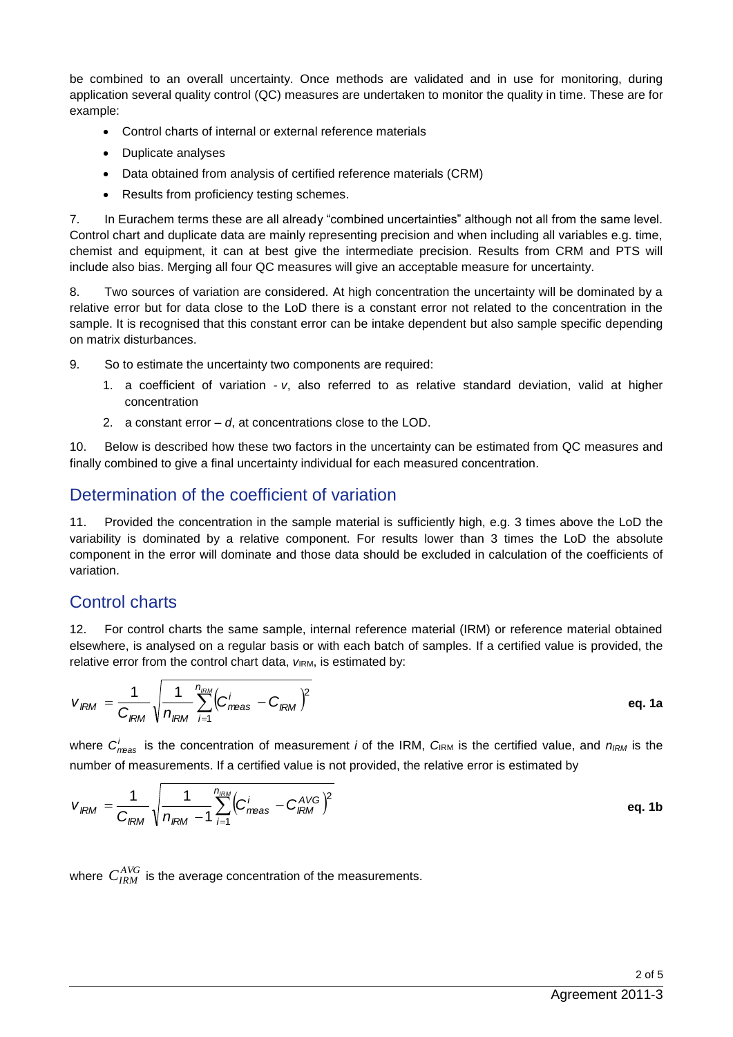be combined to an overall uncertainty. Once methods are validated and in use for monitoring, during application several quality control (QC) measures are undertaken to monitor the quality in time. These are for example:

- Control charts of internal or external reference materials
- Duplicate analyses
- Data obtained from analysis of certified reference materials (CRM)
- Results from proficiency testing schemes.

7. In Eurachem terms these are all already "combined uncertainties" although not all from the same level. Control chart and duplicate data are mainly representing precision and when including all variables e.g. time, chemist and equipment, it can at best give the intermediate precision. Results from CRM and PTS will include also bias. Merging all four QC measures will give an acceptable measure for uncertainty.

8. Two sources of variation are considered. At high concentration the uncertainty will be dominated by a relative error but for data close to the LoD there is a constant error not related to the concentration in the sample. It is recognised that this constant error can be intake dependent but also sample specific depending on matrix disturbances.

9. So to estimate the uncertainty two components are required:

   1. a coefficient of variation - $v$, also referred to as relative standard deviation, valid at higher concentration
   2. a constant error – $d$, at concentrations close to the LOD.

10. Below is described how these two factors in the uncertainty can be estimated from QC measures and finally combined to give a final uncertainty individual for each measured concentration.

## Determination of the coefficient of variation

11. Provided the concentration in the sample material is sufficiently high, e.g. 3 times above the LoD the variability is dominated by a relative component. For results lower than 3 times the LoD the absolute component in the error will dominate and those data should be excluded in calculation of the coefficients of variation.

## Control charts

12. For control charts the same sample, internal reference material (IRM) or reference material obtained elsewhere, is analysed on a regular basis or with each batch of samples. If a certified value is provided, the relative error from the control chart data, $v_{IRM}$, is estimated by:

$$v_{IRM} = \frac{1}{C_{IRM}} \sqrt{\frac{1}{n_{IRM}} \sum_{i=1}^{n_{IRM}} \left( C_{meas}^{i} - C_{IRM} \right)^2} \qquad \textbf{eq. 1a}$$

where $C_{meas}^{i}$ is the concentration of measurement $i$ of the IRM, $C_{IRM}$ is the certified value, and $n_{IRM}$ is the number of measurements. If a certified value is not provided, the relative error is estimated by

$$v_{IRM} = \frac{1}{C_{IRM}} \sqrt{\frac{1}{n_{IRM} - 1} \sum_{i=1}^{n_{IRM}} \left( C_{meas}^{i} - C_{IRM}^{AVG} \right)^2} \qquad \textbf{eq. 1b}$$

where $C_{IRM}^{AVG}$ is the average concentration of the measurements.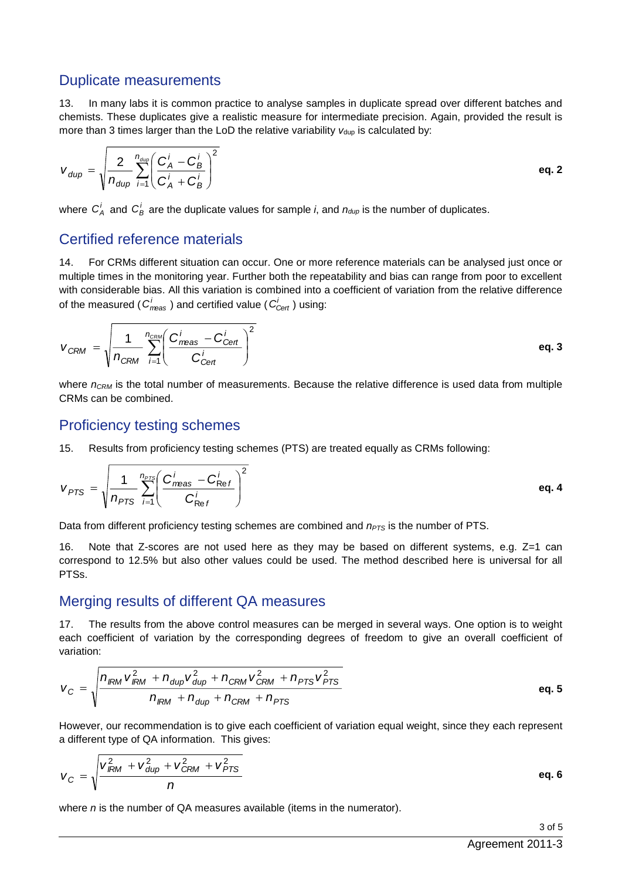## Duplicate measurements

13. In many labs it is common practice to analyse samples in duplicate spread over different batches and chemists. These duplicates give a realistic measure for intermediate precision. Again, provided the result is more than 3 times larger than the LoD the relative variability $v_{dup}$ is calculated by:

$$v_{dup} = \sqrt{\frac{2}{n_{dup}} \sum_{i=1}^{n_{dup}} \left( \frac{C_A^i - C_B^i}{C_A^i + C_B^i} \right)^2} \qquad \textbf{eq. 2}$$

where $C_A^i$ and $C_B^i$ are the duplicate values for sample *i*, and $n_{dup}$ is the number of duplicates.

## Certified reference materials

14. For CRMs different situation can occur. One or more reference materials can be analysed just once or multiple times in the monitoring year. Further both the repeatability and bias can range from poor to excellent with considerable bias. All this variation is combined into a coefficient of variation from the relative difference of the measured ($C_{meas}^i$) and certified value ($C_{Cert}^i$) using:

$$v_{CRM} = \sqrt{\frac{1}{n_{CRM}} \sum_{i=1}^{n_{CRM}} \left( \frac{C_{meas}^i - C_{Cert}^i}{C_{Cert}^i} \right)^2} \qquad \textbf{eq. 3}$$

where $n_{CRM}$ is the total number of measurements. Because the relative difference is used data from multiple CRMs can be combined.

## Proficiency testing schemes

15. Results from proficiency testing schemes (PTS) are treated equally as CRMs following:

$$v_{PTS} = \sqrt{\frac{1}{n_{PTS}} \sum_{i=1}^{n_{PTS}} \left( \frac{C_{meas}^i - C_{\mathrm{Re}f}^i}{C_{\mathrm{Re}f}^i} \right)^2} \qquad \textbf{eq. 4}$$

Data from different proficiency testing schemes are combined and $n_{PTS}$ is the number of PTS.

16. Note that Z-scores are not used here as they may be based on different systems, e.g. Z=1 can correspond to 12.5% but also other values could be used. The method described here is universal for all PTSs.

## Merging results of different QA measures

17. The results from the above control measures can be merged in several ways. One option is to weight each coefficient of variation by the corresponding degrees of freedom to give an overall coefficient of variation:

$$v_C = \sqrt{\frac{n_{IRM} v_{IRM}^2 + n_{dup} v_{dup}^2 + n_{CRM} v_{CRM}^2 + n_{PTS} v_{PTS}^2}{n_{IRM} + n_{dup} + n_{CRM} + n_{PTS}}} \qquad \textbf{eq. 5}$$

However, our recommendation is to give each coefficient of variation equal weight, since they each represent a different type of QA information. This gives:

$$v_C = \sqrt{\frac{v_{IRM}^2 + v_{dup}^2 + v_{CRM}^2 + v_{PTS}^2}{n}} \qquad \textbf{eq. 6}$$

where *n* is the number of QA measures available (items in the numerator).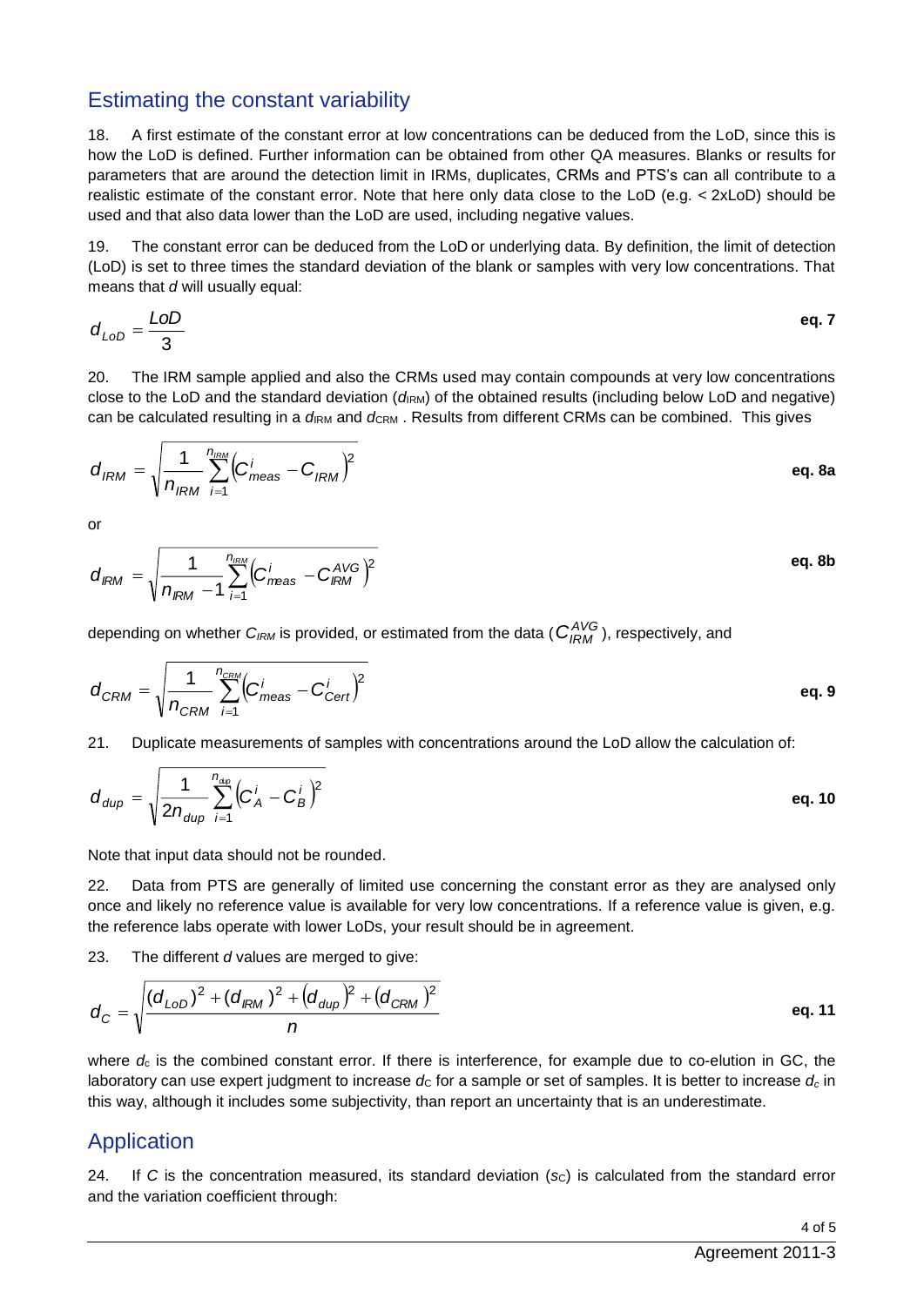## Estimating the constant variability

18. A first estimate of the constant error at low concentrations can be deduced from the LoD, since this is how the LoD is defined. Further information can be obtained from other QA measures. Blanks or results for parameters that are around the detection limit in IRMs, duplicates, CRMs and PTS's can all contribute to a realistic estimate of the constant error. Note that here only data close to the LoD (e.g. < 2xLoD) should be used and that also data lower than the LoD are used, including negative values.

19. The constant error can be deduced from the LoD or underlying data. By definition, the limit of detection (LoD) is set to three times the standard deviation of the blank or samples with very low concentrations. That means that *d* will usually equal:

$$d_{LoD} = \frac{LoD}{3} \qquad \textbf{eq. 7}$$

20. The IRM sample applied and also the CRMs used may contain compounds at very low concentrations close to the LoD and the standard deviation ($d_{IRM}$) of the obtained results (including below LoD and negative) can be calculated resulting in a $d_{IRM}$ and $d_{CRM}$ . Results from different CRMs can be combined. This gives

$$d_{IRM} = \sqrt{\frac{1}{n_{IRM}} \sum_{i=1}^{n_{IRM}} \left(C^{i}_{meas} - C_{IRM}\right)^2} \qquad \textbf{eq. 8a}$$

or

$$d_{IRM} = \sqrt{\frac{1}{n_{IRM} - 1} \sum_{i=1}^{n_{IRM}} \left(C^{i}_{meas} - C^{AVG}_{IRM}\right)^2} \qquad \textbf{eq. 8b}$$

depending on whether $C_{IRM}$ is provided, or estimated from the data ($C^{AVG}_{IRM}$), respectively, and

$$d_{CRM} = \sqrt{\frac{1}{n_{CRM}} \sum_{i=1}^{n_{CRM}} \left(C^{i}_{meas} - C^{i}_{Cert}\right)^2} \qquad \textbf{eq. 9}$$

21. Duplicate measurements of samples with concentrations around the LoD allow the calculation of:

$$d_{dup} = \sqrt{\frac{1}{2n_{dup}} \sum_{i=1}^{n_{dup}} \left(C^{i}_{A} - C^{i}_{B}\right)^2} \qquad \textbf{eq. 10}$$

Note that input data should not be rounded.

22. Data from PTS are generally of limited use concerning the constant error as they are analysed only once and likely no reference value is available for very low concentrations. If a reference value is given, e.g. the reference labs operate with lower LoDs, your result should be in agreement.

23. The different *d* values are merged to give:

$$d_{C} = \sqrt{\frac{(d_{LoD})^2 + (d_{IRM})^2 + \left(d_{dup}\right)^2 + \left(d_{CRM}\right)^2}{n}} \qquad \textbf{eq. 11}$$

where $d_c$ is the combined constant error. If there is interference, for example due to co-elution in GC, the laboratory can use expert judgment to increase $d_C$ for a sample or set of samples. It is better to increase $d_c$ in this way, although it includes some subjectivity, than report an uncertainty that is an underestimate.

## Application

24. If *C* is the concentration measured, its standard deviation ($s_C$) is calculated from the standard error and the variation coefficient through: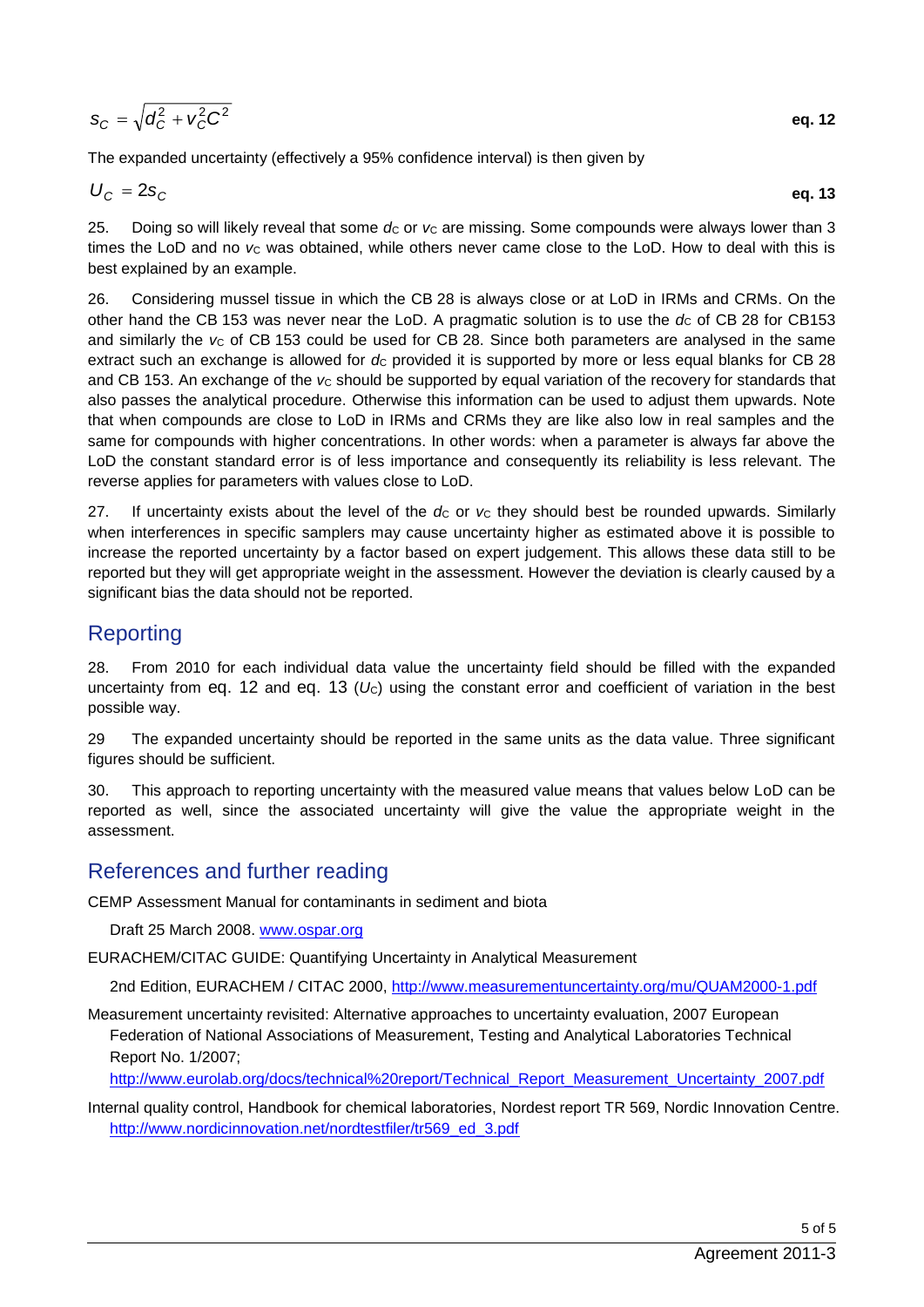$$s_C = \sqrt{d_C^2 + v_C^2 C^2} \quad \textbf{eq. 12}$$

The expanded uncertainty (effectively a 95% confidence interval) is then given by

$$U_C = 2s_C \quad \textbf{eq. 13}$$

25. Doing so will likely reveal that some $d_C$ or $v_C$ are missing. Some compounds were always lower than 3 times the LoD and no $v_C$ was obtained, while others never came close to the LoD. How to deal with this is best explained by an example.

26. Considering mussel tissue in which the CB 28 is always close or at LoD in IRMs and CRMs. On the other hand the CB 153 was never near the LoD. A pragmatic solution is to use the $d_C$ of CB 28 for CB153 and similarly the $v_C$ of CB 153 could be used for CB 28. Since both parameters are analysed in the same extract such an exchange is allowed for $d_C$ provided it is supported by more or less equal blanks for CB 28 and CB 153. An exchange of the $v_C$ should be supported by equal variation of the recovery for standards that also passes the analytical procedure. Otherwise this information can be used to adjust them upwards. Note that when compounds are close to LoD in IRMs and CRMs they are like also low in real samples and the same for compounds with higher concentrations. In other words: when a parameter is always far above the LoD the constant standard error is of less importance and consequently its reliability is less relevant. The reverse applies for parameters with values close to LoD.

27. If uncertainty exists about the level of the $d_C$ or $v_C$ they should best be rounded upwards. Similarly when interferences in specific samplers may cause uncertainty higher as estimated above it is possible to increase the reported uncertainty by a factor based on expert judgement. This allows these data still to be reported but they will get appropriate weight in the assessment. However the deviation is clearly caused by a significant bias the data should not be reported.

## Reporting

28. From 2010 for each individual data value the uncertainty field should be filled with the expanded uncertainty from eq. 12 and eq. 13 ($U_C$) using the constant error and coefficient of variation in the best possible way.

29 The expanded uncertainty should be reported in the same units as the data value. Three significant figures should be sufficient.

30. This approach to reporting uncertainty with the measured value means that values below LoD can be reported as well, since the associated uncertainty will give the value the appropriate weight in the assessment.

## References and further reading

CEMP Assessment Manual for contaminants in sediment and biota

Draft 25 March 2008. www.ospar.org

EURACHEM/CITAC GUIDE: Quantifying Uncertainty in Analytical Measurement

2nd Edition, EURACHEM / CITAC 2000, http://www.measurementuncertainty.org/mu/QUAM2000-1.pdf

Measurement uncertainty revisited: Alternative approaches to uncertainty evaluation, 2007 European Federation of National Associations of Measurement, Testing and Analytical Laboratories Technical Report No. 1/2007;

http://www.eurolab.org/docs/technical%20report/Technical_Report_Measurement_Uncertainty_2007.pdf

Internal quality control, Handbook for chemical laboratories, Nordest report TR 569, Nordic Innovation Centre. http://www.nordicinnovation.net/nordtestfiler/tr569_ed_3.pdf